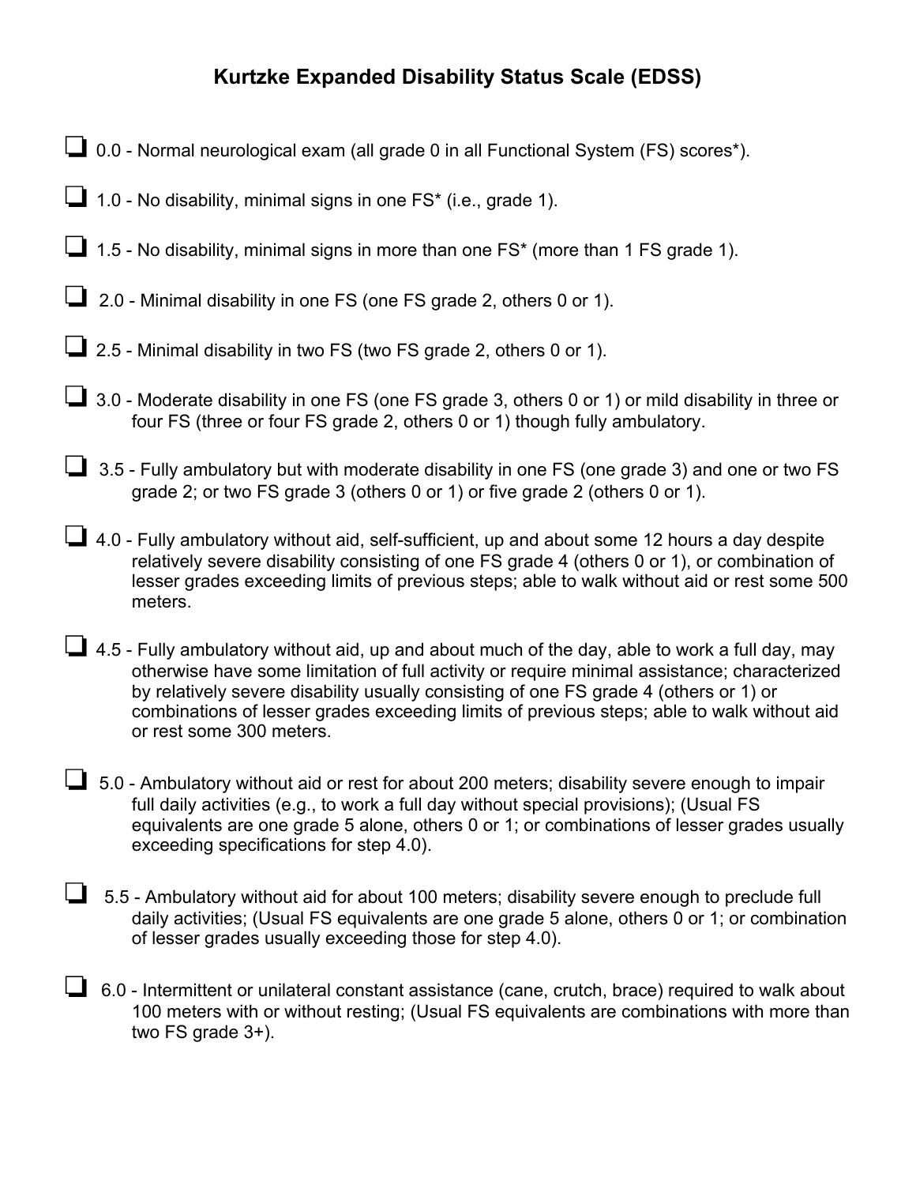# Kurtzke Expanded Disability Status Scale (EDSS)

- ☐ 0.0 - Normal neurological exam (all grade 0 in all Functional System (FS) scores*).
- ☐ 1.0 - No disability, minimal signs in one FS* (i.e., grade 1).
- ☐ 1.5 - No disability, minimal signs in more than one FS* (more than 1 FS grade 1).
- ☐ 2.0 - Minimal disability in one FS (one FS grade 2, others 0 or 1).
- ☐ 2.5 - Minimal disability in two FS (two FS grade 2, others 0 or 1).
- ☐ 3.0 - Moderate disability in one FS (one FS grade 3, others 0 or 1) or mild disability in three or four FS (three or four FS grade 2, others 0 or 1) though fully ambulatory.
- ☐ 3.5 - Fully ambulatory but with moderate disability in one FS (one grade 3) and one or two FS grade 2; or two FS grade 3 (others 0 or 1) or five grade 2 (others 0 or 1).
- ☐ 4.0 - Fully ambulatory without aid, self-sufficient, up and about some 12 hours a day despite relatively severe disability consisting of one FS grade 4 (others 0 or 1), or combination of lesser grades exceeding limits of previous steps; able to walk without aid or rest some 500 meters.
- ☐ 4.5 - Fully ambulatory without aid, up and about much of the day, able to work a full day, may otherwise have some limitation of full activity or require minimal assistance; characterized by relatively severe disability usually consisting of one FS grade 4 (others or 1) or combinations of lesser grades exceeding limits of previous steps; able to walk without aid or rest some 300 meters.
- ☐ 5.0 - Ambulatory without aid or rest for about 200 meters; disability severe enough to impair full daily activities (e.g., to work a full day without special provisions); (Usual FS equivalents are one grade 5 alone, others 0 or 1; or combinations of lesser grades usually exceeding specifications for step 4.0).
- ☐ 5.5 - Ambulatory without aid for about 100 meters; disability severe enough to preclude full daily activities; (Usual FS equivalents are one grade 5 alone, others 0 or 1; or combination of lesser grades usually exceeding those for step 4.0).
- ☐ 6.0 - Intermittent or unilateral constant assistance (cane, crutch, brace) required to walk about 100 meters with or without resting; (Usual FS equivalents are combinations with more than two FS grade 3+).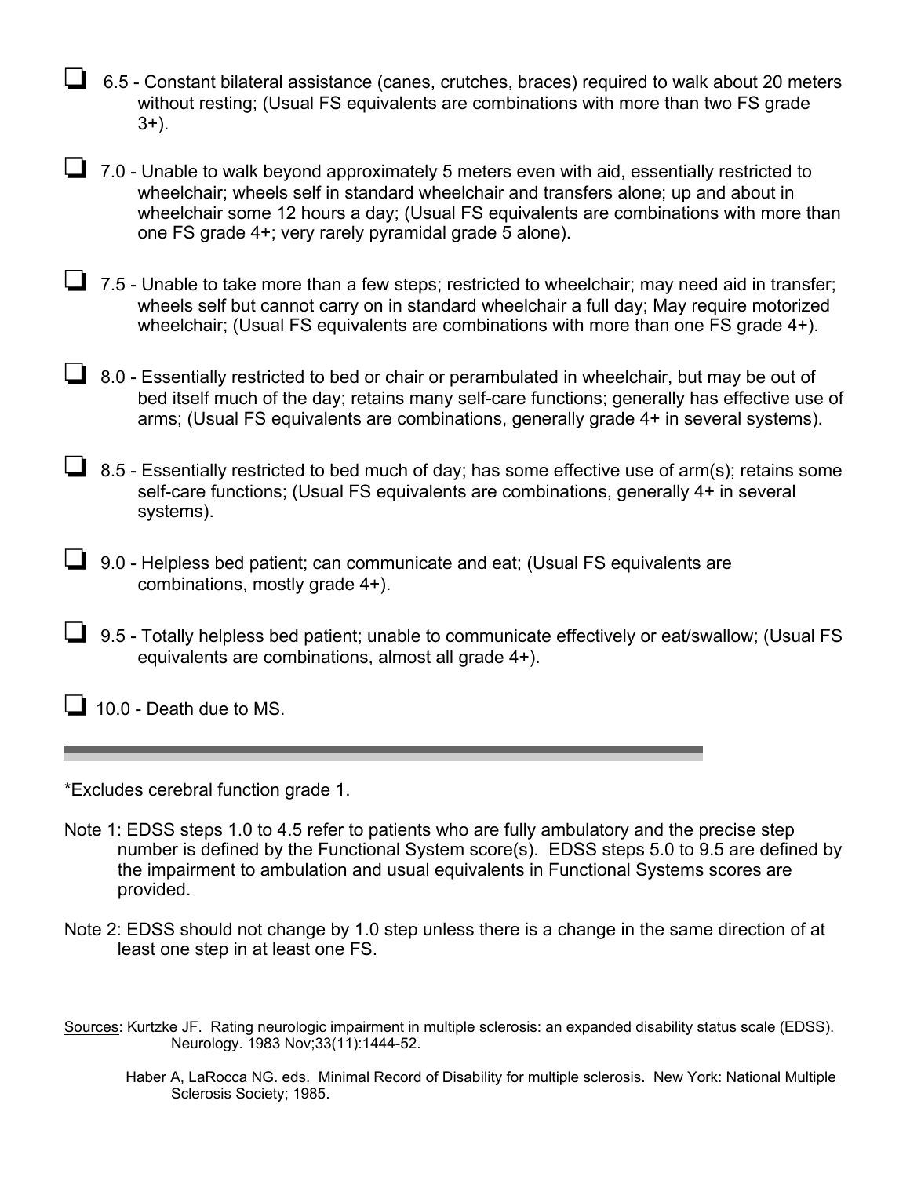- ❑ 6.5 - Constant bilateral assistance (canes, crutches, braces) required to walk about 20 meters without resting; (Usual FS equivalents are combinations with more than two FS grade 3+).

- ❑ 7.0 - Unable to walk beyond approximately 5 meters even with aid, essentially restricted to wheelchair; wheels self in standard wheelchair and transfers alone; up and about in wheelchair some 12 hours a day; (Usual FS equivalents are combinations with more than one FS grade 4+; very rarely pyramidal grade 5 alone).

- ❑ 7.5 - Unable to take more than a few steps; restricted to wheelchair; may need aid in transfer; wheels self but cannot carry on in standard wheelchair a full day; May require motorized wheelchair; (Usual FS equivalents are combinations with more than one FS grade 4+).

- ❑ 8.0 - Essentially restricted to bed or chair or perambulated in wheelchair, but may be out of bed itself much of the day; retains many self-care functions; generally has effective use of arms; (Usual FS equivalents are combinations, generally grade 4+ in several systems).

- ❑ 8.5 - Essentially restricted to bed much of day; has some effective use of arm(s); retains some self-care functions; (Usual FS equivalents are combinations, generally 4+ in several systems).

- ❑ 9.0 - Helpless bed patient; can communicate and eat; (Usual FS equivalents are combinations, mostly grade 4+).

- ❑ 9.5 - Totally helpless bed patient; unable to communicate effectively or eat/swallow; (Usual FS equivalents are combinations, almost all grade 4+).

- ❑ 10.0 - Death due to MS.

---

*Excludes cerebral function grade 1.

Note 1: EDSS steps 1.0 to 4.5 refer to patients who are fully ambulatory and the precise step number is defined by the Functional System score(s). EDSS steps 5.0 to 9.5 are defined by the impairment to ambulation and usual equivalents in Functional Systems scores are provided.

Note 2: EDSS should not change by 1.0 step unless there is a change in the same direction of at least one step in at least one FS.

Sources: Kurtzke JF. Rating neurologic impairment in multiple sclerosis: an expanded disability status scale (EDSS). Neurology. 1983 Nov;33(11):1444-52.

Haber A, LaRocca NG. eds. Minimal Record of Disability for multiple sclerosis. New York: National Multiple Sclerosis Society; 1985.